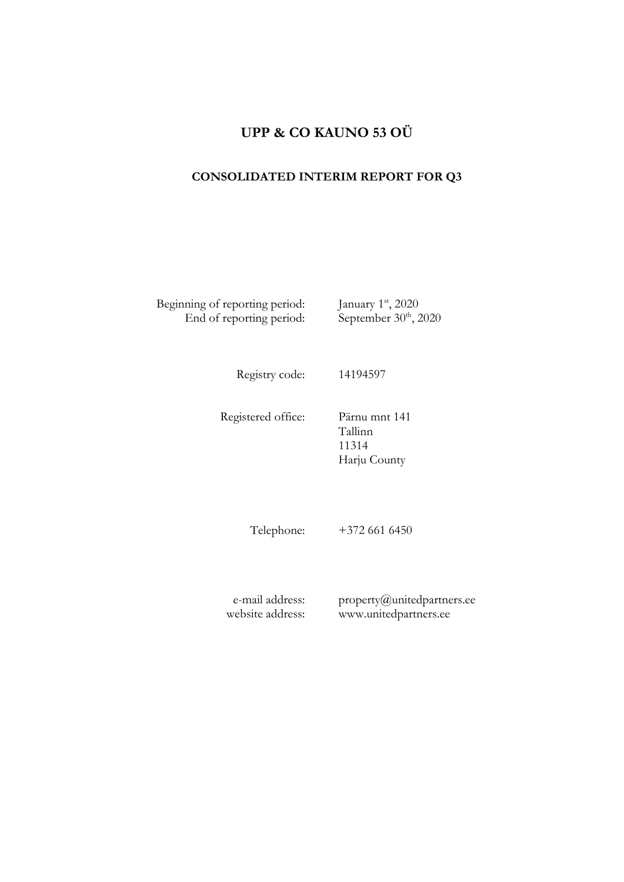# UPP & CO KAUNO 53 OÜ

## CONSOLIDATED INTERIM REPORT FOR Q3

| | |
|---|---|
| Beginning of reporting period: | January 1st, 2020 |
| End of reporting period: | September 30th, 2020 |

| | |
|---|---|
| Registry code: | 14194597 |

| | |
|---|---|
| Registered office: | Pärnu mnt 141<br>Tallinn<br>11314<br>Harju County |

| | |
|---|---|
| Telephone: | +372 661 6450 |

| | |
|---|---|
| e-mail address: | property@unitedpartners.ee |
| website address: | www.unitedpartners.ee |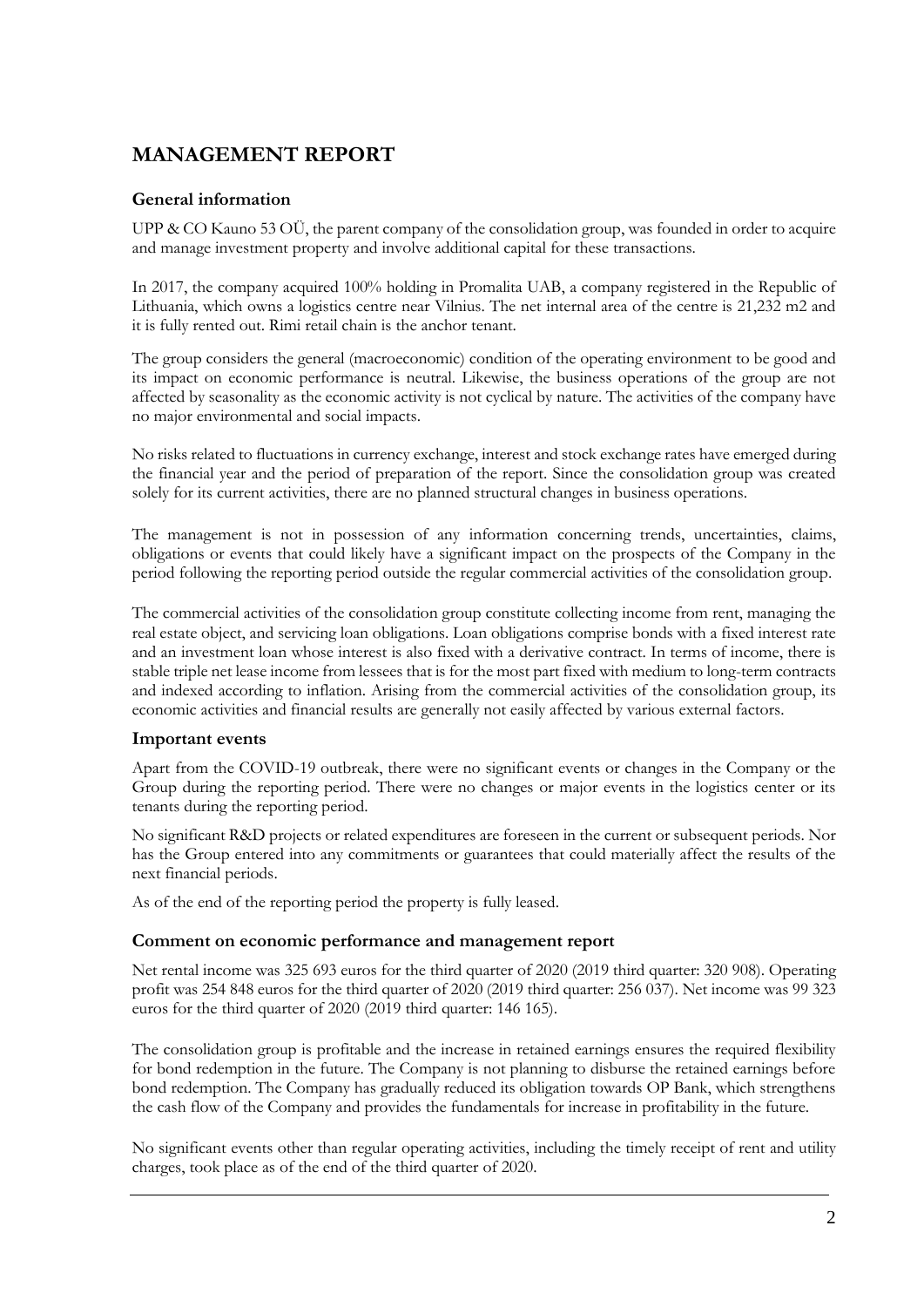# MANAGEMENT REPORT

## General information

UPP & CO Kauno 53 OÜ, the parent company of the consolidation group, was founded in order to acquire and manage investment property and involve additional capital for these transactions.

In 2017, the company acquired 100% holding in Promalita UAB, a company registered in the Republic of Lithuania, which owns a logistics centre near Vilnius. The net internal area of the centre is 21,232 m2 and it is fully rented out. Rimi retail chain is the anchor tenant.

The group considers the general (macroeconomic) condition of the operating environment to be good and its impact on economic performance is neutral. Likewise, the business operations of the group are not affected by seasonality as the economic activity is not cyclical by nature. The activities of the company have no major environmental and social impacts.

No risks related to fluctuations in currency exchange, interest and stock exchange rates have emerged during the financial year and the period of preparation of the report. Since the consolidation group was created solely for its current activities, there are no planned structural changes in business operations.

The management is not in possession of any information concerning trends, uncertainties, claims, obligations or events that could likely have a significant impact on the prospects of the Company in the period following the reporting period outside the regular commercial activities of the consolidation group.

The commercial activities of the consolidation group constitute collecting income from rent, managing the real estate object, and servicing loan obligations. Loan obligations comprise bonds with a fixed interest rate and an investment loan whose interest is also fixed with a derivative contract. In terms of income, there is stable triple net lease income from lessees that is for the most part fixed with medium to long-term contracts and indexed according to inflation. Arising from the commercial activities of the consolidation group, its economic activities and financial results are generally not easily affected by various external factors.

## Important events

Apart from the COVID-19 outbreak, there were no significant events or changes in the Company or the Group during the reporting period. There were no changes or major events in the logistics center or its tenants during the reporting period.

No significant R&D projects or related expenditures are foreseen in the current or subsequent periods. Nor has the Group entered into any commitments or guarantees that could materially affect the results of the next financial periods.

As of the end of the reporting period the property is fully leased.

## Comment on economic performance and management report

Net rental income was 325 693 euros for the third quarter of 2020 (2019 third quarter: 320 908). Operating profit was 254 848 euros for the third quarter of 2020 (2019 third quarter: 256 037). Net income was 99 323 euros for the third quarter of 2020 (2019 third quarter: 146 165).

The consolidation group is profitable and the increase in retained earnings ensures the required flexibility for bond redemption in the future. The Company is not planning to disburse the retained earnings before bond redemption. The Company has gradually reduced its obligation towards OP Bank, which strengthens the cash flow of the Company and provides the fundamentals for increase in profitability in the future.

No significant events other than regular operating activities, including the timely receipt of rent and utility charges, took place as of the end of the third quarter of 2020.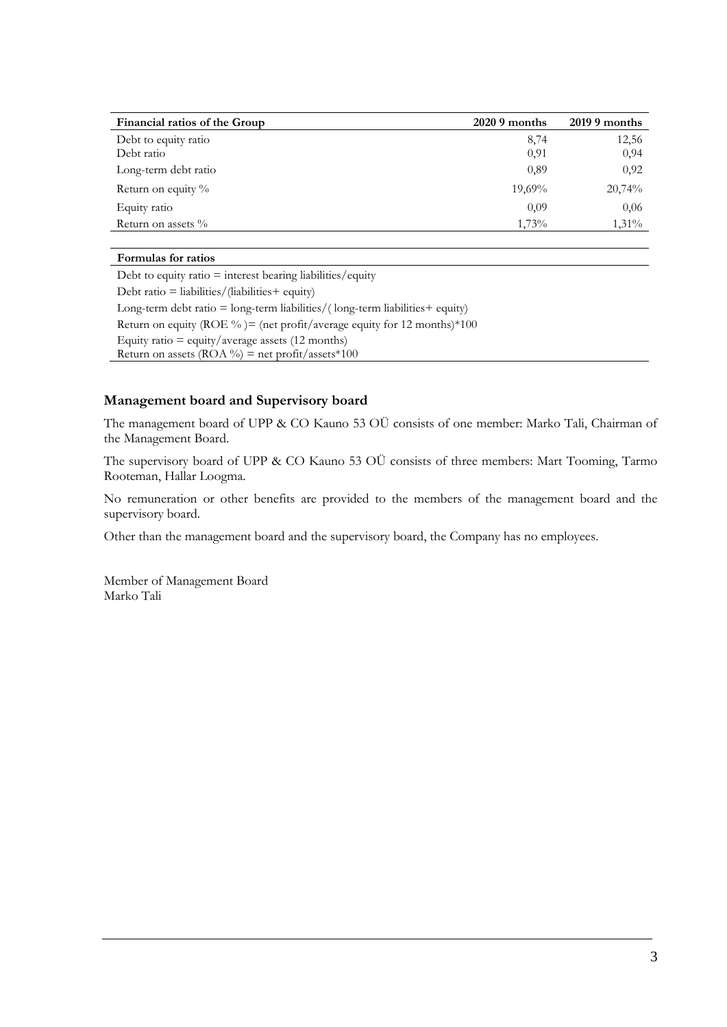| Financial ratios of the Group | 2020 9 months | 2019 9 months |
|---|---|---|
| Debt to equity ratio | 8,74 | 12,56 |
| Debt ratio | 0,91 | 0,94 |
| Long-term debt ratio | 0,89 | 0,92 |
| Return on equity % | 19,69% | 20,74% |
| Equity ratio | 0,09 | 0,06 |
| Return on assets % | 1,73% | 1,31% |

| Formulas for ratios |
|---|
| Debt to equity ratio = interest bearing liabilities/equity |
| Debt ratio = liabilities/(liabilities+ equity) |
| Long-term debt ratio = long-term liabilities/( long-term liabilities+ equity) |
| Return on equity (ROE % )= (net profit/average equity for 12 months)*100 |
| Equity ratio = equity/average assets (12 months) |
| Return on assets (ROA %) = net profit/assets*100 |

## Management board and Supervisory board

The management board of UPP & CO Kauno 53 OÜ consists of one member: Marko Tali, Chairman of the Management Board.

The supervisory board of UPP & CO Kauno 53 OÜ consists of three members: Mart Tooming, Tarmo Rooteman, Hallar Loogma.

No remuneration or other benefits are provided to the members of the management board and the supervisory board.

Other than the management board and the supervisory board, the Company has no employees.

Member of Management Board
Marko Tali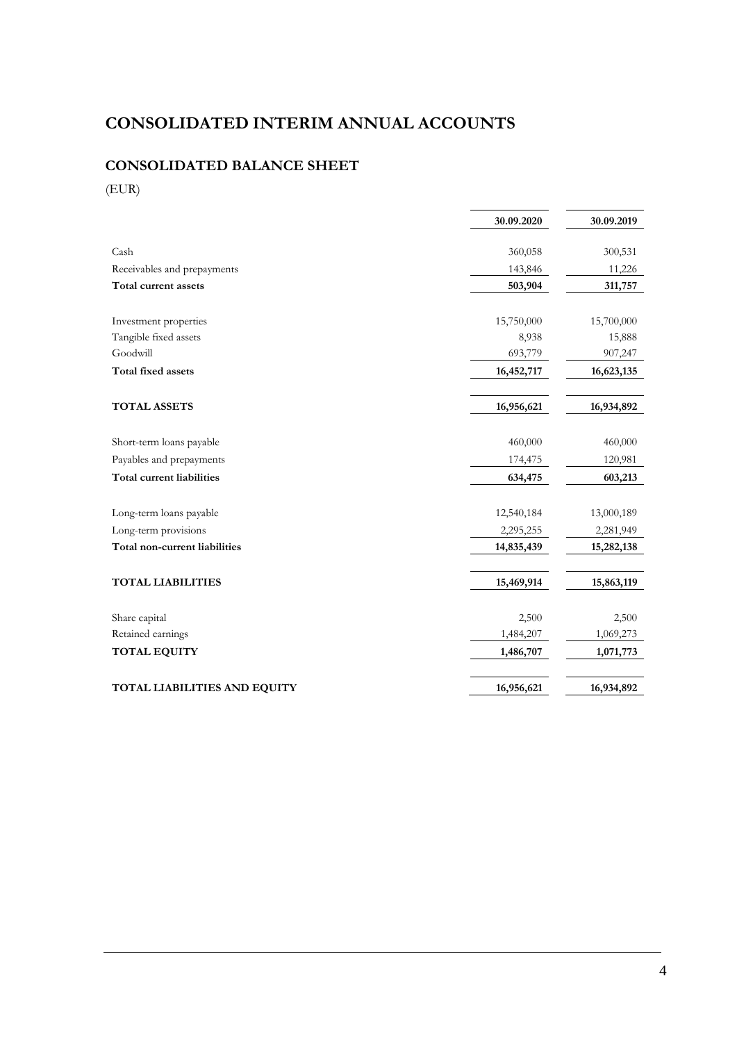# CONSOLIDATED INTERIM ANNUAL ACCOUNTS

## CONSOLIDATED BALANCE SHEET

(EUR)

| | 30.09.2020 | 30.09.2019 |
|---|---|---|
| Cash | 360,058 | 300,531 |
| Receivables and prepayments | 143,846 | 11,226 |
| **Total current assets** | **503,904** | **311,757** |
| | | |
| Investment properties | 15,750,000 | 15,700,000 |
| Tangible fixed assets | 8,938 | 15,888 |
| Goodwill | 693,779 | 907,247 |
| **Total fixed assets** | **16,452,717** | **16,623,135** |
| | | |
| **TOTAL ASSETS** | **16,956,621** | **16,934,892** |
| | | |
| Short-term loans payable | 460,000 | 460,000 |
| Payables and prepayments | 174,475 | 120,981 |
| **Total current liabilities** | **634,475** | **603,213** |
| | | |
| Long-term loans payable | 12,540,184 | 13,000,189 |
| Long-term provisions | 2,295,255 | 2,281,949 |
| **Total non-current liabilities** | **14,835,439** | **15,282,138** |
| | | |
| **TOTAL LIABILITIES** | **15,469,914** | **15,863,119** |
| | | |
| Share capital | 2,500 | 2,500 |
| Retained earnings | 1,484,207 | 1,069,273 |
| **TOTAL EQUITY** | **1,486,707** | **1,071,773** |
| | | |
| **TOTAL LIABILITIES AND EQUITY** | **16,956,621** | **16,934,892** |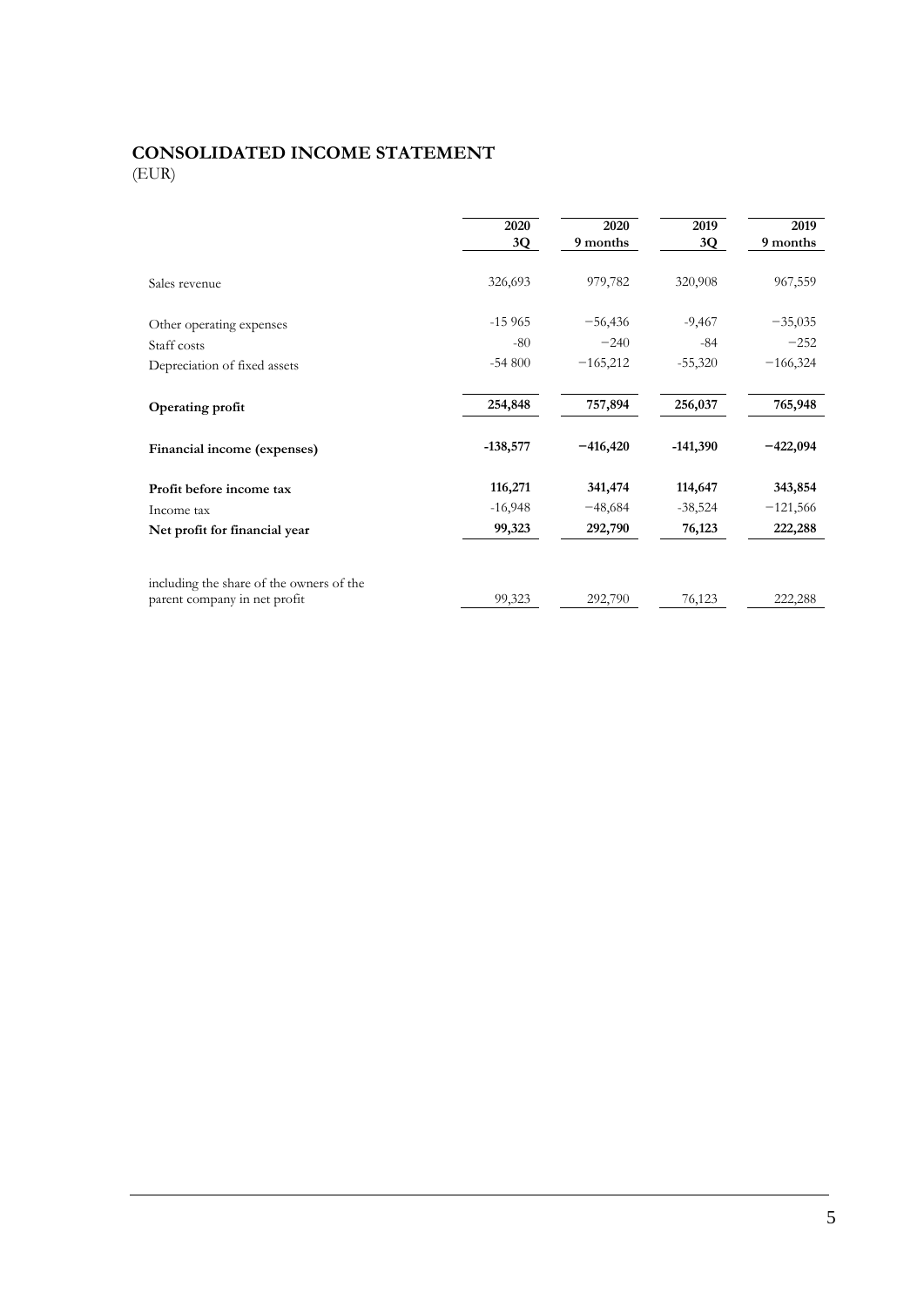## CONSOLIDATED INCOME STATEMENT

(EUR)

| | 2020 3Q | 2020 9 months | 2019 3Q | 2019 9 months |
|---|---|---|---|---|
| Sales revenue | 326,693 | 979,782 | 320,908 | 967,559 |
| Other operating expenses | -15 965 | −56,436 | -9,467 | −35,035 |
| Staff costs | -80 | −240 | -84 | −252 |
| Depreciation of fixed assets | -54 800 | −165,212 | -55,320 | −166,324 |
| **Operating profit** | **254,848** | **757,894** | **256,037** | **765,948** |
| **Financial income (expenses)** | **-138,577** | **−416,420** | **-141,390** | **−422,094** |
| **Profit before income tax** | **116,271** | **341,474** | **114,647** | **343,854** |
| Income tax | -16,948 | −48,684 | -38,524 | −121,566 |
| **Net profit for financial year** | **99,323** | **292,790** | **76,123** | **222,288** |
| including the share of the owners of the parent company in net profit | 99,323 | 292,790 | 76,123 | 222,288 |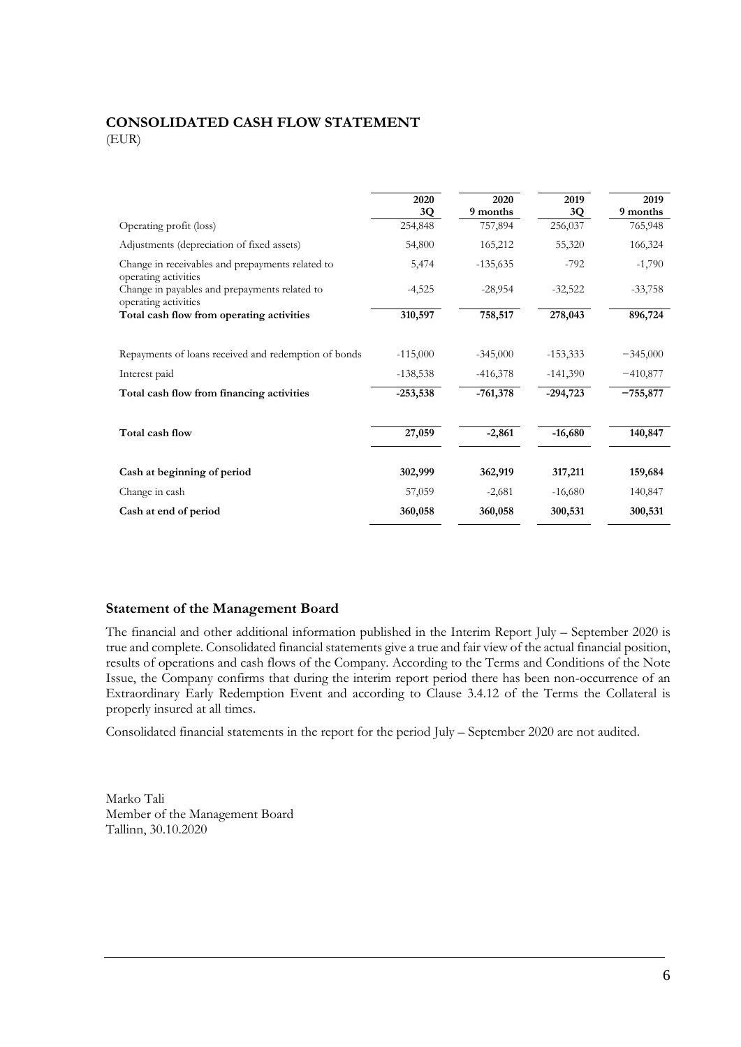## CONSOLIDATED CASH FLOW STATEMENT

(EUR)

| | 2020 3Q | 2020 9 months | 2019 3Q | 2019 9 months |
|---|---|---|---|---|
| Operating profit (loss) | 254,848 | 757,894 | 256,037 | 765,948 |
| Adjustments (depreciation of fixed assets) | 54,800 | 165,212 | 55,320 | 166,324 |
| Change in receivables and prepayments related to operating activities | 5,474 | -135,635 | -792 | -1,790 |
| Change in payables and prepayments related to operating activities | -4,525 | -28,954 | -32,522 | -33,758 |
| **Total cash flow from operating activities** | **310,597** | **758,517** | **278,043** | **896,724** |
| Repayments of loans received and redemption of bonds | -115,000 | -345,000 | -153,333 | −345,000 |
| Interest paid | -138,538 | -416,378 | -141,390 | −410,877 |
| **Total cash flow from financing activities** | **-253,538** | **-761,378** | **-294,723** | **−755,877** |
| **Total cash flow** | **27,059** | **-2,861** | **-16,680** | **140,847** |
| **Cash at beginning of period** | **302,999** | **362,919** | **317,211** | **159,684** |
| Change in cash | 57,059 | -2,681 | -16,680 | 140,847 |
| **Cash at end of period** | **360,058** | **360,058** | **300,531** | **300,531** |

### Statement of the Management Board

The financial and other additional information published in the Interim Report July – September 2020 is true and complete. Consolidated financial statements give a true and fair view of the actual financial position, results of operations and cash flows of the Company. According to the Terms and Conditions of the Note Issue, the Company confirms that during the interim report period there has been non-occurrence of an Extraordinary Early Redemption Event and according to Clause 3.4.12 of the Terms the Collateral is properly insured at all times.

Consolidated financial statements in the report for the period July – September 2020 are not audited.

Marko Tali
Member of the Management Board
Tallinn, 30.10.2020